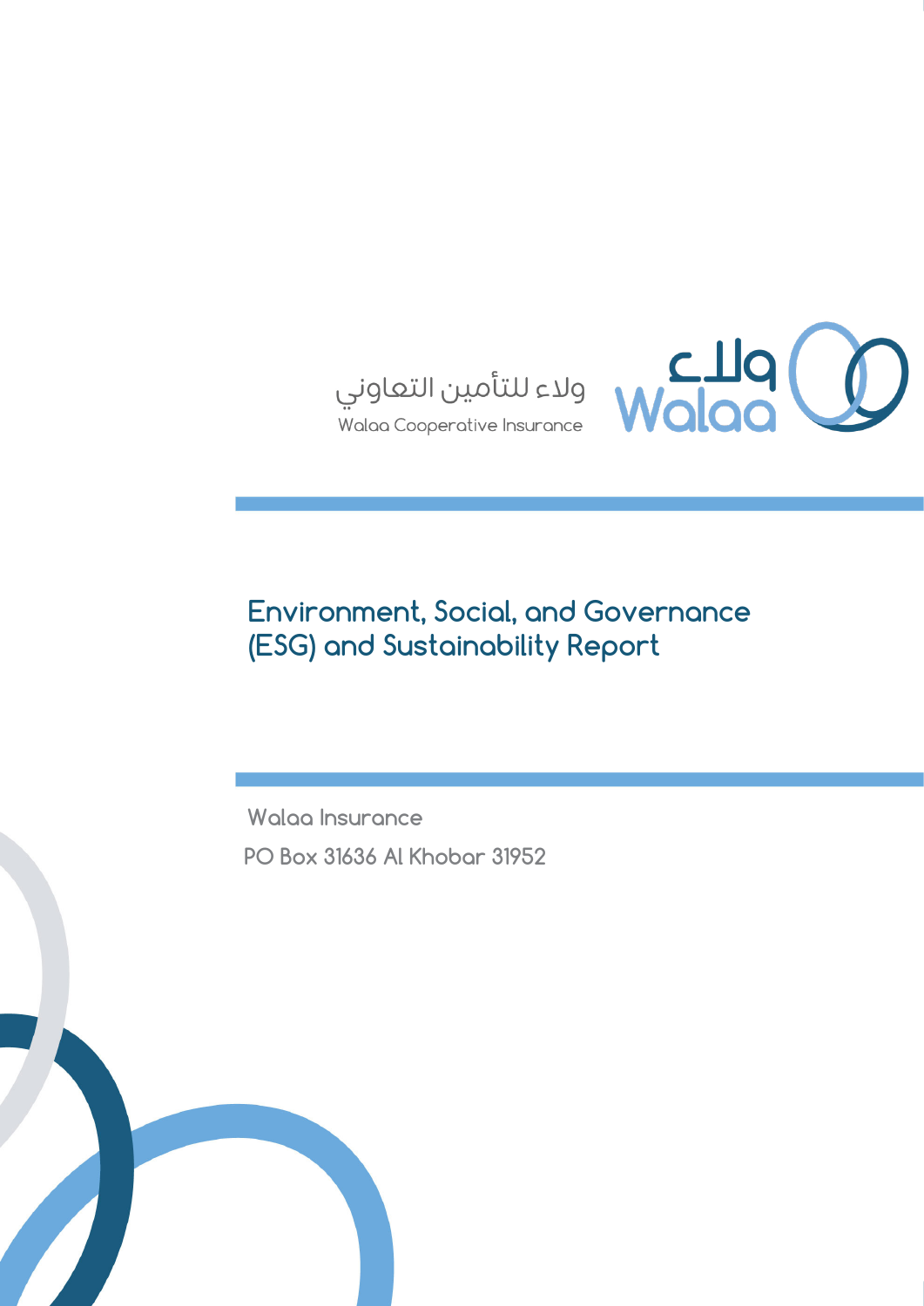ولاء للتأمين التعاوني

Walaa Cooperative Insurance

ولاء Walaa

# Environment, Social, and Governance (ESG) and Sustainability Report

Walaa Insurance

PO Box 31636 Al Khobar 31952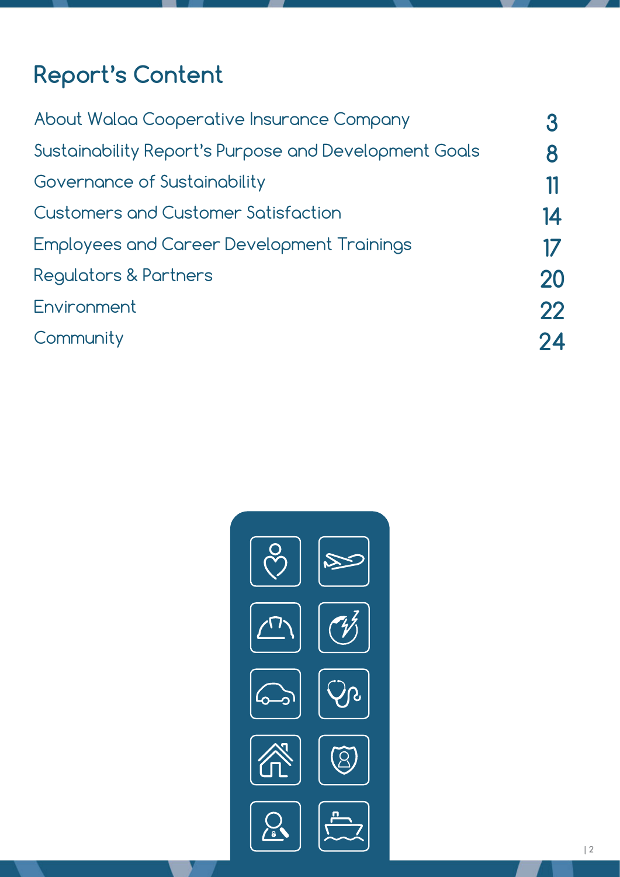# Report's Content

| | |
|---|---|
| About Walaa Cooperative Insurance Company | 3 |
| Sustainability Report's Purpose and Development Goals | 8 |
| Governance of Sustainability | 11 |
| Customers and Customer Satisfaction | 14 |
| Employees and Career Development Trainings | 17 |
| Regulators & Partners | 20 |
| Environment | 22 |
| Community | 24 |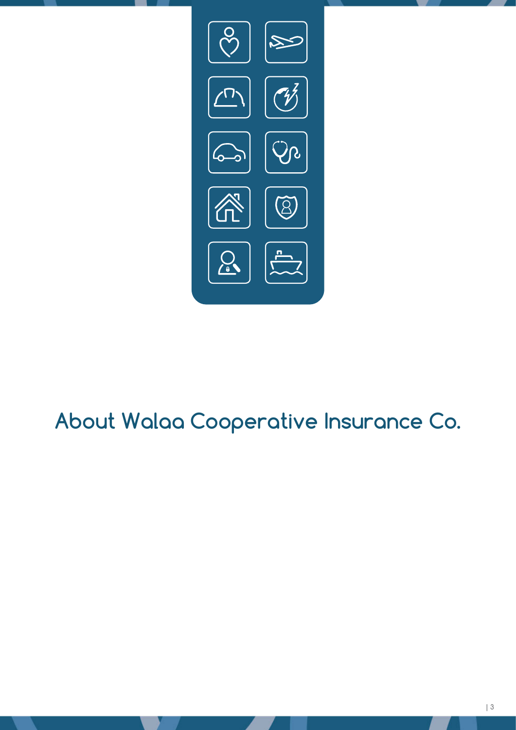# About Walaa Cooperative Insurance Co.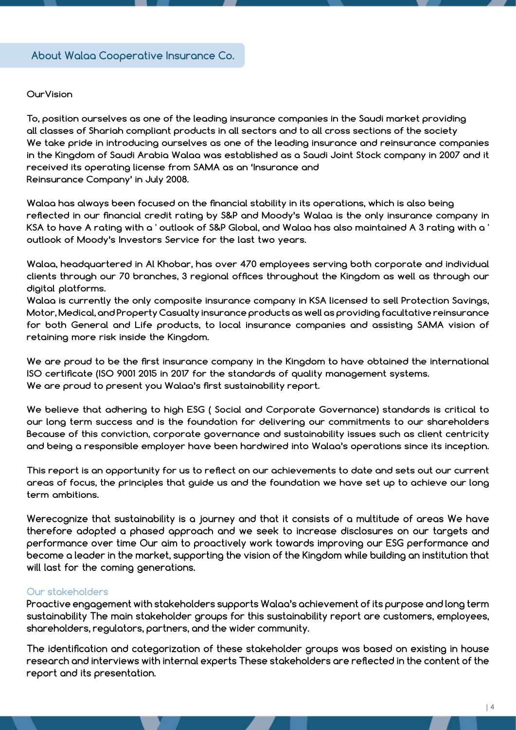## About Walaa Cooperative Insurance Co.

**OurVision**

To, position ourselves as one of the leading insurance companies in the Saudi market providing all classes of Shariah compliant products in all sectors and to all cross sections of the society We take pride in introducing ourselves as one of the leading insurance and reinsurance companies in the Kingdom of Saudi Arabia Walaa was established as a Saudi Joint Stock company in 2007 and it received its operating license from SAMA as an 'Insurance and Reinsurance Company' in July 2008.

Walaa has always been focused on the financial stability in its operations, which is also being reflected in our financial credit rating by S&P and Moody's Walaa is the only insurance company in KSA to have A rating with a ' outlook of S&P Global, and Walaa has also maintained A 3 rating with a ' outlook of Moody's Investors Service for the last two years.

Walaa, headquartered in Al Khobar, has over 470 employees serving both corporate and individual clients through our 70 branches, 3 regional offices throughout the Kingdom as well as through our digital platforms.
Walaa is currently the only composite insurance company in KSA licensed to sell Protection Savings, Motor, Medical, and Property Casualty insurance products as well as providing facultative reinsurance for both General and Life products, to local insurance companies and assisting SAMA vision of retaining more risk inside the Kingdom.

We are proud to be the first insurance company in the Kingdom to have obtained the international ISO certificate (ISO 9001 2015 in 2017 for the standards of quality management systems.
We are proud to present you Walaa's first sustainability report.

We believe that adhering to high ESG ( Social and Corporate Governance) standards is critical to our long term success and is the foundation for delivering our commitments to our shareholders Because of this conviction, corporate governance and sustainability issues such as client centricity and being a responsible employer have been hardwired into Walaa's operations since its inception.

This report is an opportunity for us to reflect on our achievements to date and sets out our current areas of focus, the principles that guide us and the foundation we have set up to achieve our long term ambitions.

Werecognize that sustainability is a journey and that it consists of a multitude of areas We have therefore adopted a phased approach and we seek to increase disclosures on our targets and performance over time Our aim to proactively work towards improving our ESG performance and become a leader in the market, supporting the vision of the Kingdom while building an institution that will last for the coming generations.

### Our stakeholders

Proactive engagement with stakeholders supports Walaa's achievement of its purpose and long term sustainability The main stakeholder groups for this sustainability report are customers, employees, shareholders, regulators, partners, and the wider community.

The identification and categorization of these stakeholder groups was based on existing in house research and interviews with internal experts These stakeholders are reflected in the content of the report and its presentation.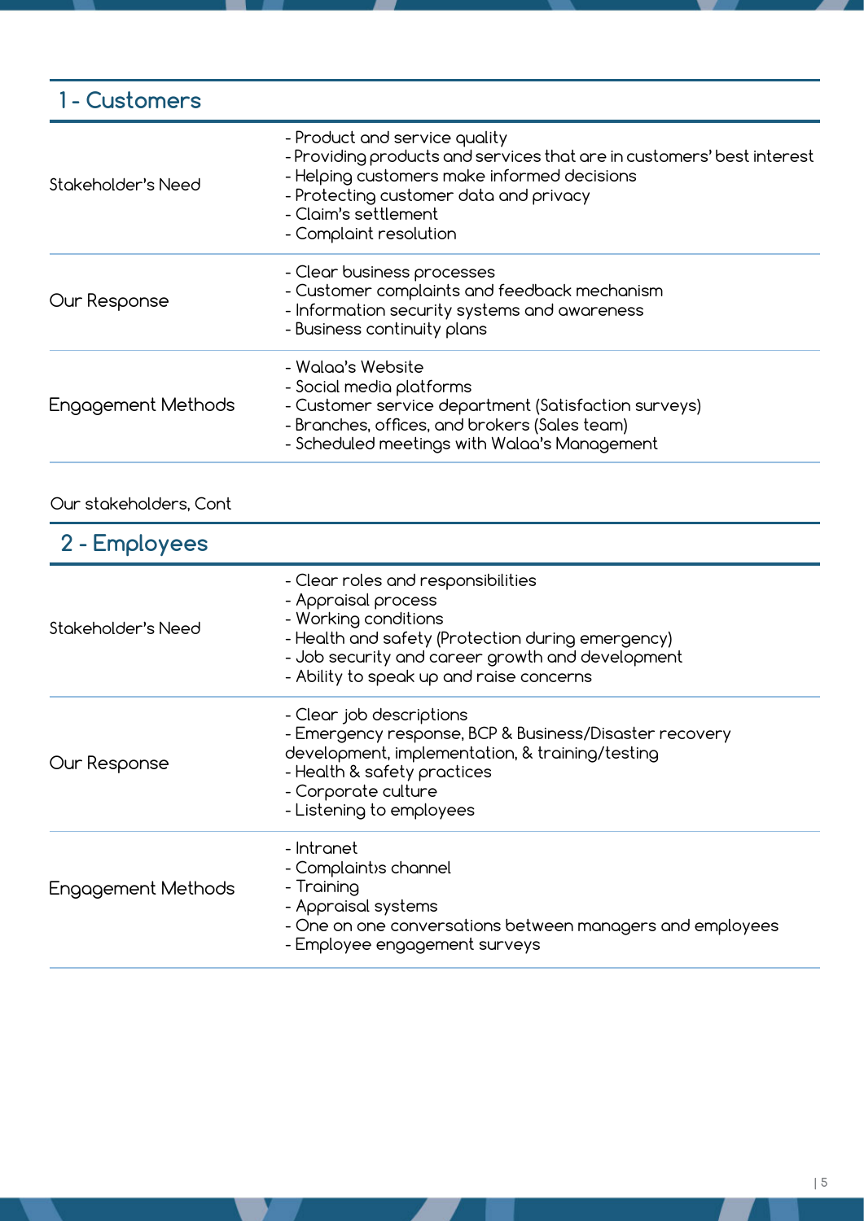## 1 - Customers

| | |
|---|---|
| Stakeholder's Need | - Product and service quality<br>- Providing products and services that are in customers' best interest<br>- Helping customers make informed decisions<br>- Protecting customer data and privacy<br>- Claim's settlement<br>- Complaint resolution |
| Our Response | - Clear business processes<br>- Customer complaints and feedback mechanism<br>- Information security systems and awareness<br>- Business continuity plans |
| Engagement Methods | - Walaa's Website<br>- Social media platforms<br>- Customer service department (Satisfaction surveys)<br>- Branches, offices, and brokers (Sales team)<br>- Scheduled meetings with Walaa's Management |

Our stakeholders, Cont

## 2 - Employees

| | |
|---|---|
| Stakeholder's Need | - Clear roles and responsibilities<br>- Appraisal process<br>- Working conditions<br>- Health and safety (Protection during emergency)<br>- Job security and career growth and development<br>- Ability to speak up and raise concerns |
| Our Response | - Clear job descriptions<br>- Emergency response, BCP & Business/Disaster recovery development, implementation, & training/testing<br>- Health & safety practices<br>- Corporate culture<br>- Listening to employees |
| Engagement Methods | - Intranet<br>- Complaint›s channel<br>- Training<br>- Appraisal systems<br>- One on one conversations between managers and employees<br>- Employee engagement surveys |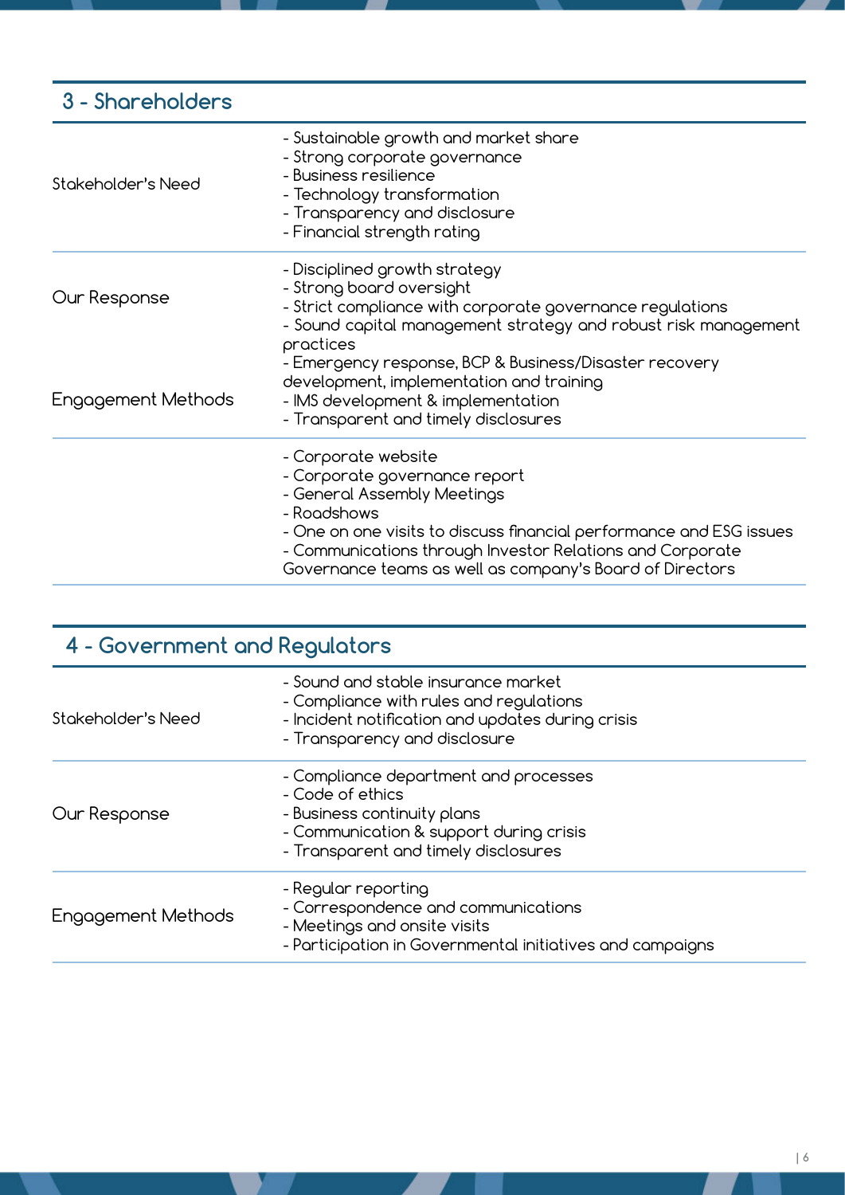## 3 - Shareholders

| | |
|---|---|
| Stakeholder's Need | - Sustainable growth and market share<br>- Strong corporate governance<br>- Business resilience<br>- Technology transformation<br>- Transparency and disclosure<br>- Financial strength rating |
| Our Response | - Disciplined growth strategy<br>- Strong board oversight<br>- Strict compliance with corporate governance regulations<br>- Sound capital management strategy and robust risk management practices<br>- Emergency response, BCP & Business/Disaster recovery development, implementation and training<br>- IMS development & implementation<br>- Transparent and timely disclosures |
| Engagement Methods | - Corporate website<br>- Corporate governance report<br>- General Assembly Meetings<br>- Roadshows<br>- One on one visits to discuss financial performance and ESG issues<br>- Communications through Investor Relations and Corporate Governance teams as well as company's Board of Directors |

## 4 - Government and Regulators

| | |
|---|---|
| Stakeholder's Need | - Sound and stable insurance market<br>- Compliance with rules and regulations<br>- Incident notification and updates during crisis<br>- Transparency and disclosure |
| Our Response | - Compliance department and processes<br>- Code of ethics<br>- Business continuity plans<br>- Communication & support during crisis<br>- Transparent and timely disclosures |
| Engagement Methods | - Regular reporting<br>- Correspondence and communications<br>- Meetings and onsite visits<br>- Participation in Governmental initiatives and campaigns |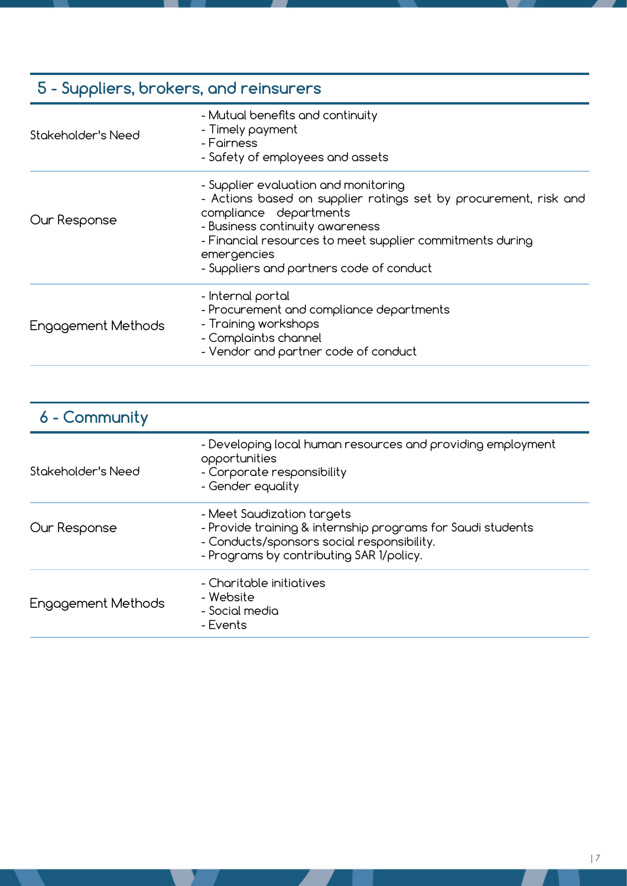## 5 - Suppliers, brokers, and reinsurers

| | |
|---|---|
| Stakeholder's Need | - Mutual benefits and continuity<br>- Timely payment<br>- Fairness<br>- Safety of employees and assets |
| Our Response | - Supplier evaluation and monitoring<br>- Actions based on supplier ratings set by procurement, risk and compliance departments<br>- Business continuity awareness<br>- Financial resources to meet supplier commitments during emergencies<br>- Suppliers and partners code of conduct |
| Engagement Methods | - Internal portal<br>- Procurement and compliance departments<br>- Training workshops<br>- Complaint›s channel<br>- Vendor and partner code of conduct |

## 6 - Community

| | |
|---|---|
| Stakeholder's Need | - Developing local human resources and providing employment opportunities<br>- Corporate responsibility<br>- Gender equality |
| Our Response | - Meet Saudization targets<br>- Provide training & internship programs for Saudi students<br>- Conducts/sponsors social responsibility.<br>- Programs by contributing SAR 1/policy. |
| Engagement Methods | - Charitable initiatives<br>- Website<br>- Social media<br>- Events |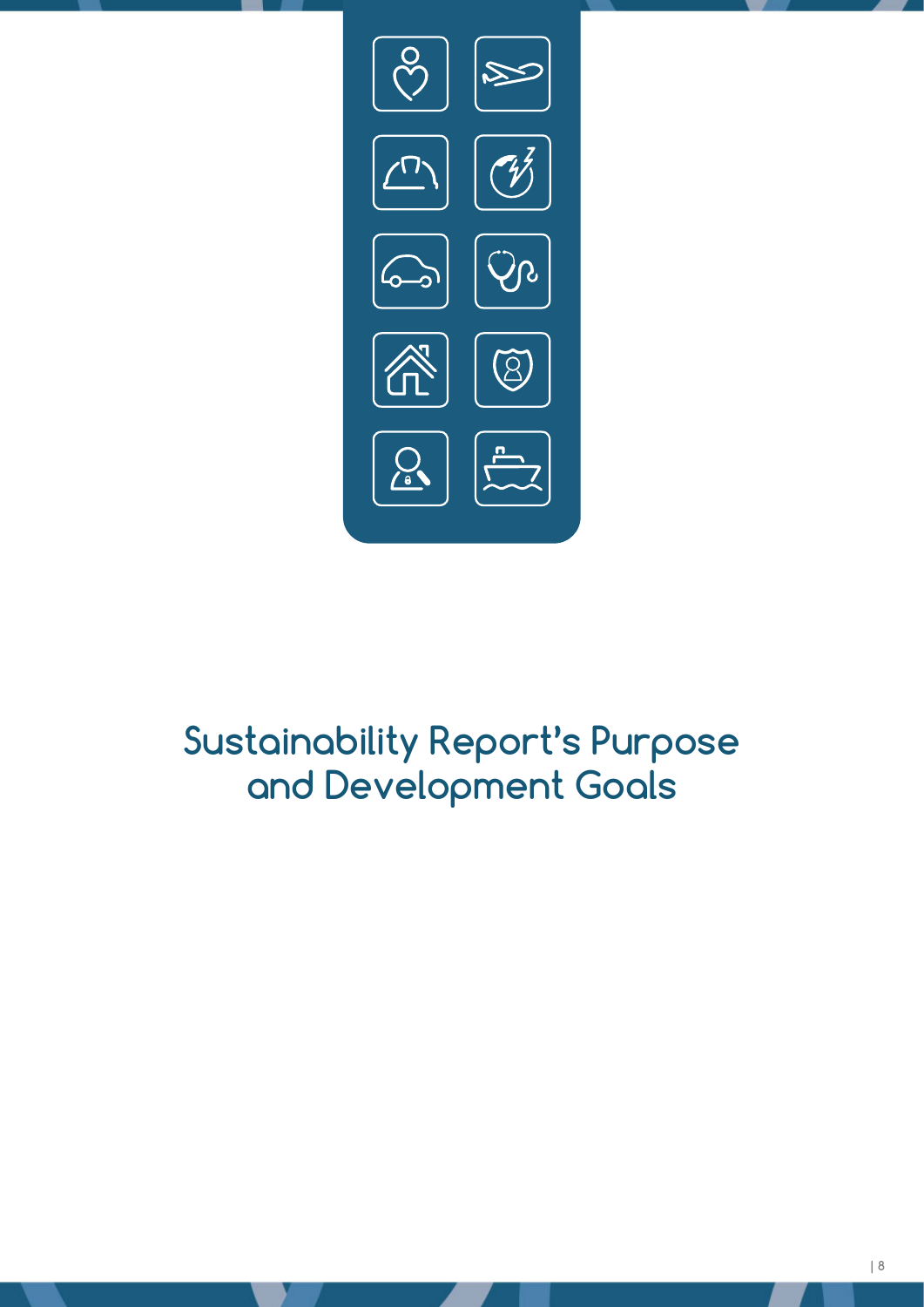# Sustainability Report's Purpose and Development Goals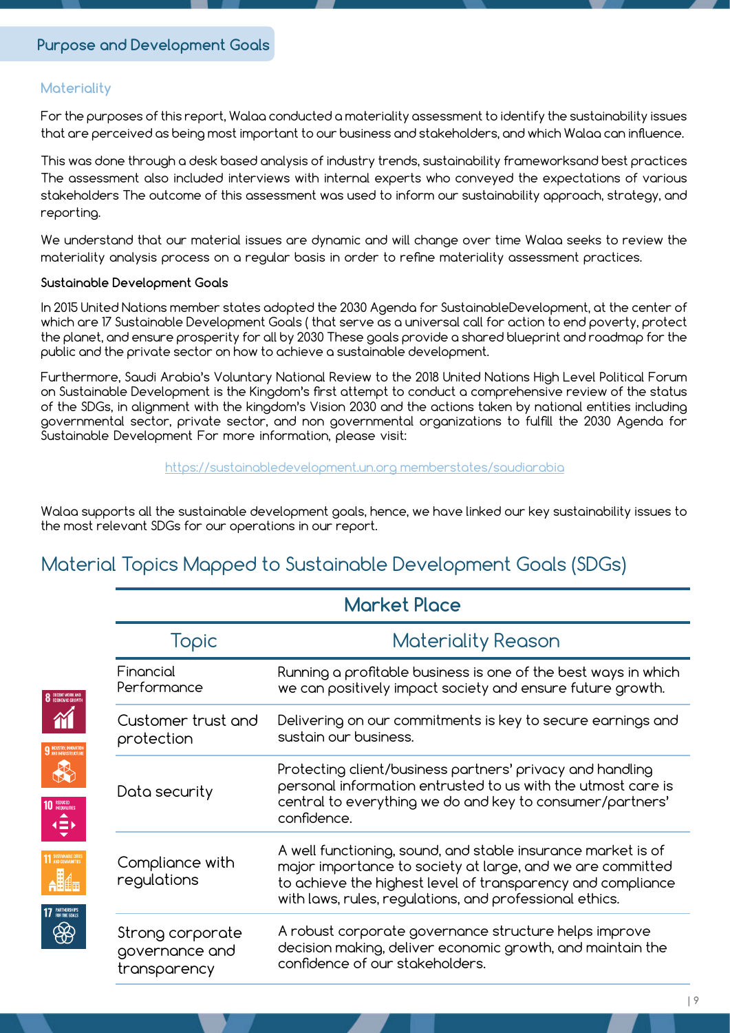## Purpose and Development Goals

### Materiality

For the purposes of this report, Walaa conducted a materiality assessment to identify the sustainability issues that are perceived as being most important to our business and stakeholders, and which Walaa can influence.

This was done through a desk based analysis of industry trends, sustainability frameworksand best practices The assessment also included interviews with internal experts who conveyed the expectations of various stakeholders The outcome of this assessment was used to inform our sustainability approach, strategy, and reporting.

We understand that our material issues are dynamic and will change over time Walaa seeks to review the materiality analysis process on a regular basis in order to refine materiality assessment practices.

**Sustainable Development Goals**

In 2015 United Nations member states adopted the 2030 Agenda for SustainableDevelopment, at the center of which are 17 Sustainable Development Goals ( that serve as a universal call for action to end poverty, protect the planet, and ensure prosperity for all by 2030 These goals provide a shared blueprint and roadmap for the public and the private sector on how to achieve a sustainable development.

Furthermore, Saudi Arabia's Voluntary National Review to the 2018 United Nations High Level Political Forum on Sustainable Development is the Kingdom's first attempt to conduct a comprehensive review of the status of the SDGs, in alignment with the kingdom's Vision 2030 and the actions taken by national entities including governmental sector, private sector, and non governmental organizations to fulfill the 2030 Agenda for Sustainable Development For more information, please visit:

https://sustainabledevelopment.un.org memberstates/saudiarabia

Walaa supports all the sustainable development goals, hence, we have linked our key sustainability issues to the most relevant SDGs for our operations in our report.

## Material Topics Mapped to Sustainable Development Goals (SDGs)

SDGs: 8 Decent Work and Economic Growth; 9 Industry, Innovation and Infrastructure; 10 Reduced Inequalities; 11 Sustainable Cities and Communities; 17 Partnerships for the Goals

| Market Place | |
|---|---|
| **Topic** | **Materiality Reason** |
| Financial Performance | Running a profitable business is one of the best ways in which we can positively impact society and ensure future growth. |
| Customer trust and protection | Delivering on our commitments is key to secure earnings and sustain our business. |
| Data security | Protecting client/business partners' privacy and handling personal information entrusted to us with the utmost care is central to everything we do and key to consumer/partners' confidence. |
| Compliance with regulations | A well functioning, sound, and stable insurance market is of major importance to society at large, and we are committed to achieve the highest level of transparency and compliance with laws, rules, regulations, and professional ethics. |
| Strong corporate governance and transparency | A robust corporate governance structure helps improve decision making, deliver economic growth, and maintain the confidence of our stakeholders. |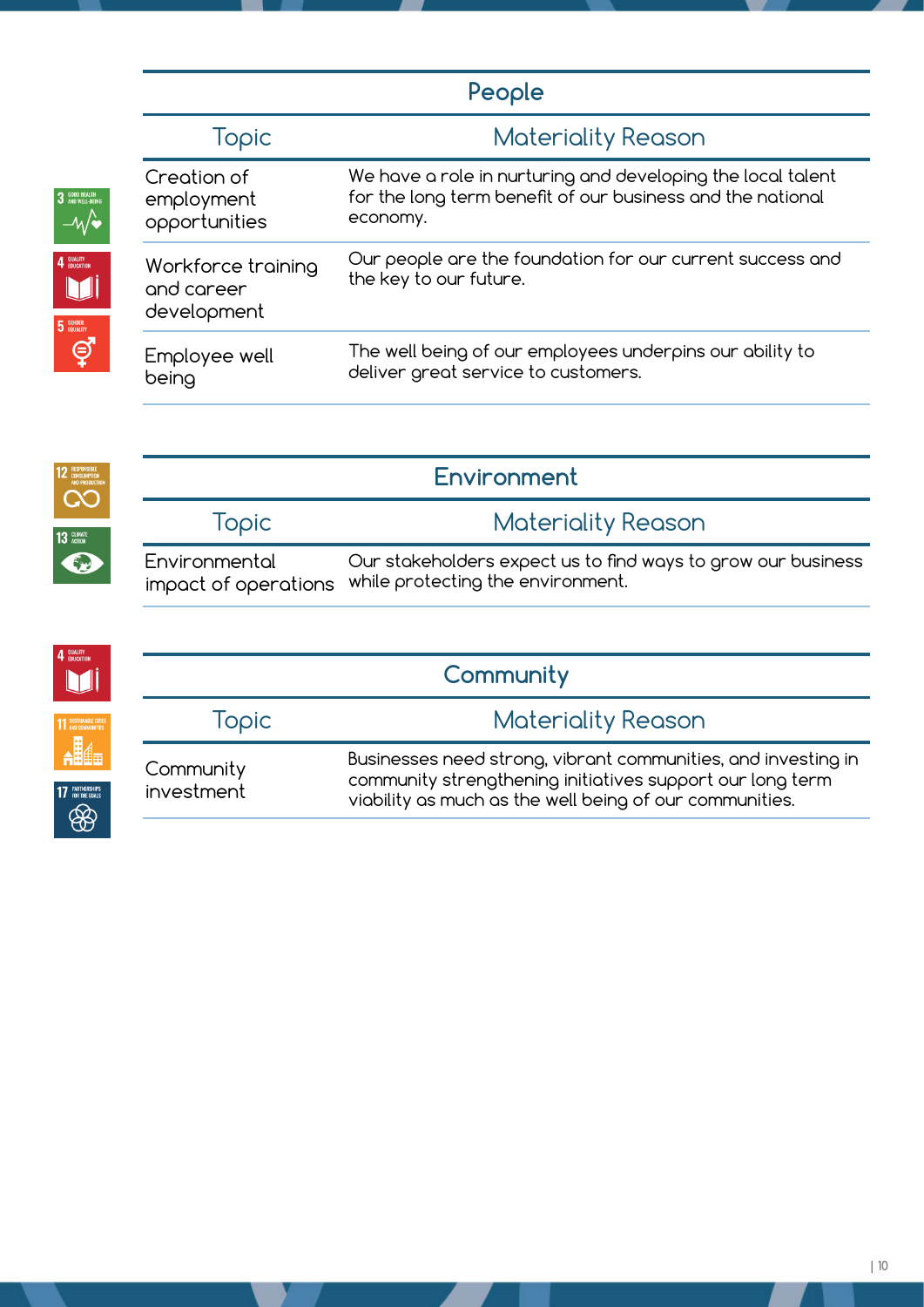## People

| Topic | Materiality Reason |
|---|---|
| Creation of employment opportunities | We have a role in nurturing and developing the local talent for the long term benefit of our business and the national economy. |
| Workforce training and career development | Our people are the foundation for our current success and the key to our future. |
| Employee well being | The well being of our employees underpins our ability to deliver great service to customers. |

## Environment

| Topic | Materiality Reason |
|---|---|
| Environmental impact of operations | Our stakeholders expect us to find ways to grow our business while protecting the environment. |

## Community

| Topic | Materiality Reason |
|---|---|
| Community investment | Businesses need strong, vibrant communities, and investing in community strengthening initiatives support our long term viability as much as the well being of our communities. |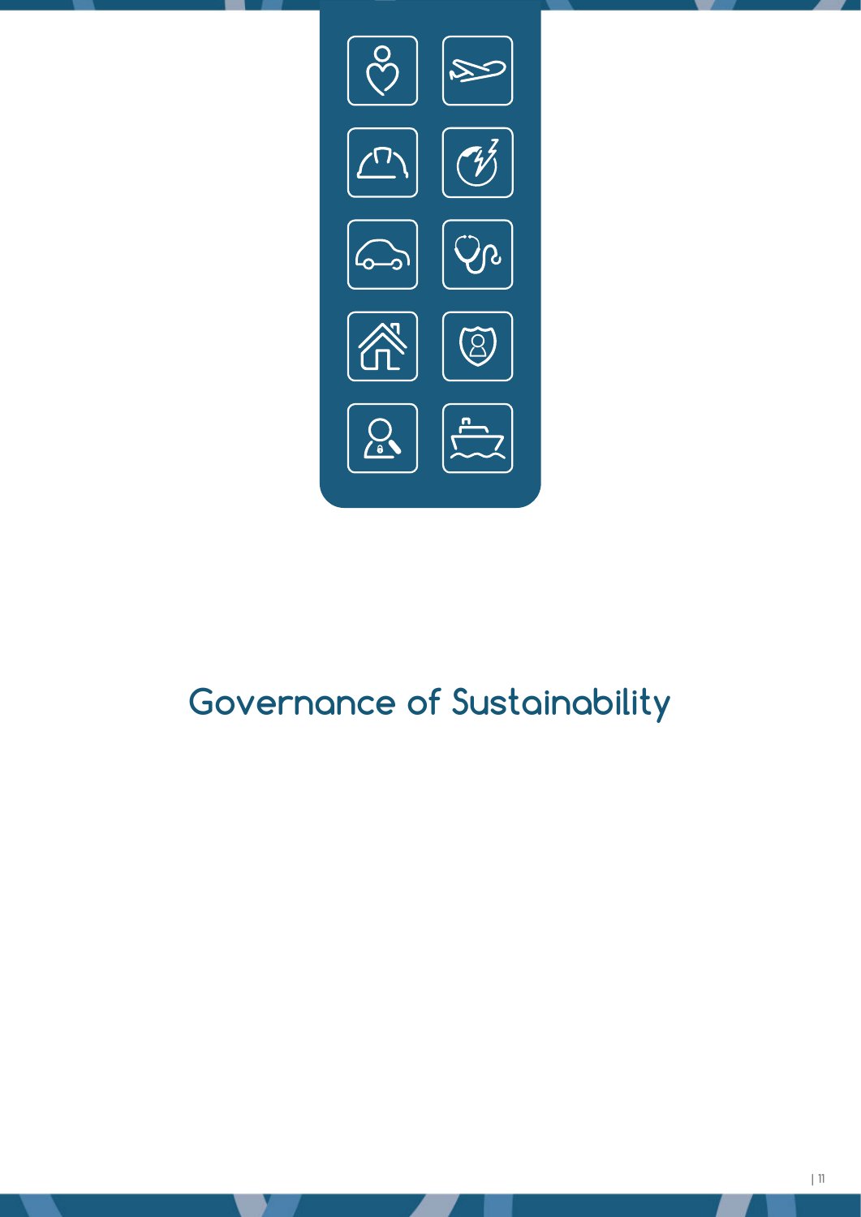# Governance of Sustainability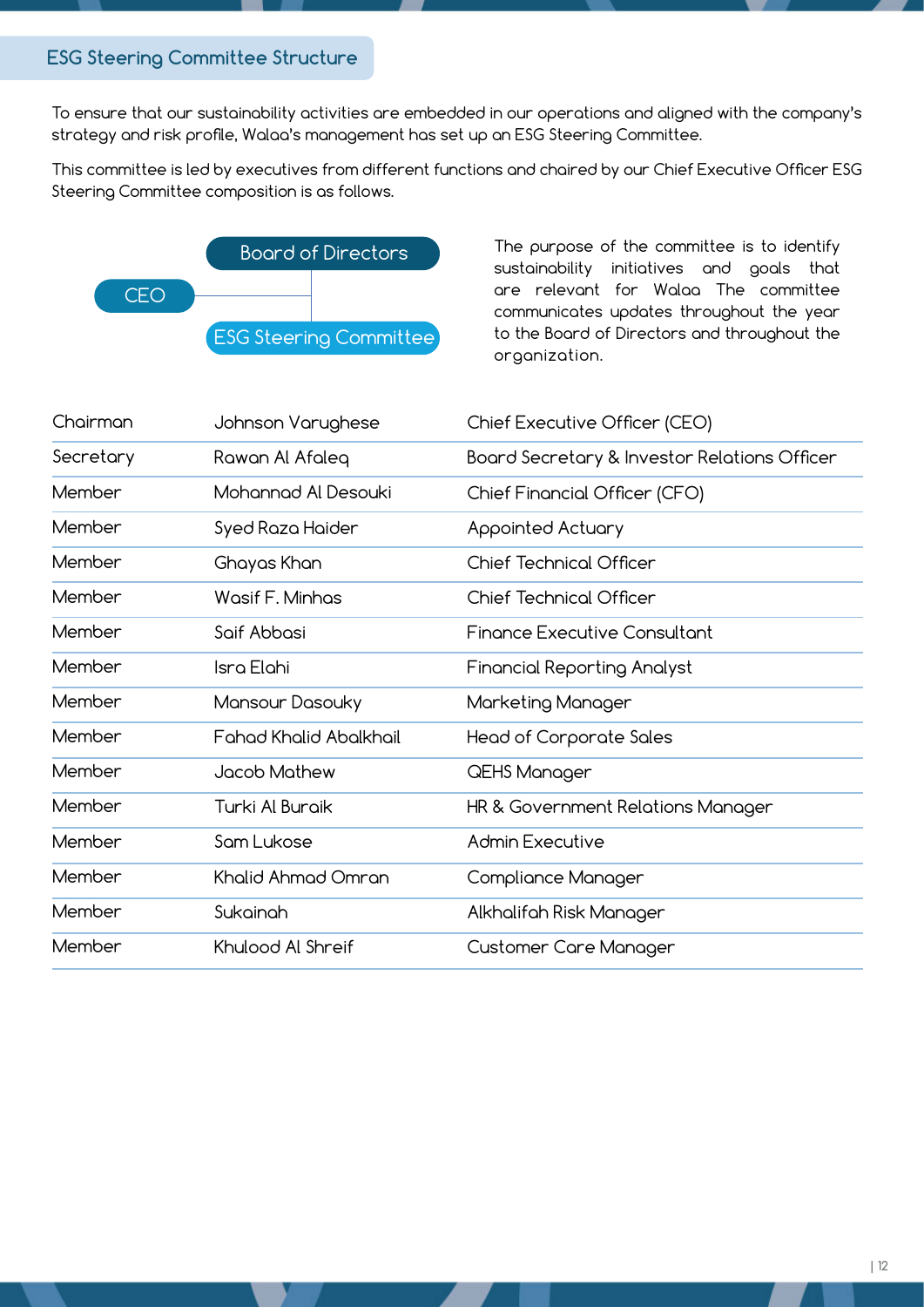## ESG Steering Committee Structure

To ensure that our sustainability activities are embedded in our operations and aligned with the company's strategy and risk profile, Walaa's management has set up an ESG Steering Committee.

This committee is led by executives from different functions and chaired by our Chief Executive Officer ESG Steering Committee composition is as follows.

Board of Directors

CEO

ESG Steering Committee

The purpose of the committee is to identify sustainability initiatives and goals that are relevant for Walaa The committee communicates updates throughout the year to the Board of Directors and throughout the organization.

| | | |
|---|---|---|
| Chairman | Johnson Varughese | Chief Executive Officer (CEO) |
| Secretary | Rawan Al Afaleq | Board Secretary & Investor Relations Officer |
| Member | Mohannad Al Desouki | Chief Financial Officer (CFO) |
| Member | Syed Raza Haider | Appointed Actuary |
| Member | Ghayas Khan | Chief Technical Officer |
| Member | Wasif F. Minhas | Chief Technical Officer |
| Member | Saif Abbasi | Finance Executive Consultant |
| Member | Isra Elahi | Financial Reporting Analyst |
| Member | Mansour Dasouky | Marketing Manager |
| Member | Fahad Khalid Abalkhail | Head of Corporate Sales |
| Member | Jacob Mathew | QEHS Manager |
| Member | Turki Al Buraik | HR & Government Relations Manager |
| Member | Sam Lukose | Admin Executive |
| Member | Khalid Ahmad Omran | Compliance Manager |
| Member | Sukainah | Alkhalifah Risk Manager |
| Member | Khulood Al Shreif | Customer Care Manager |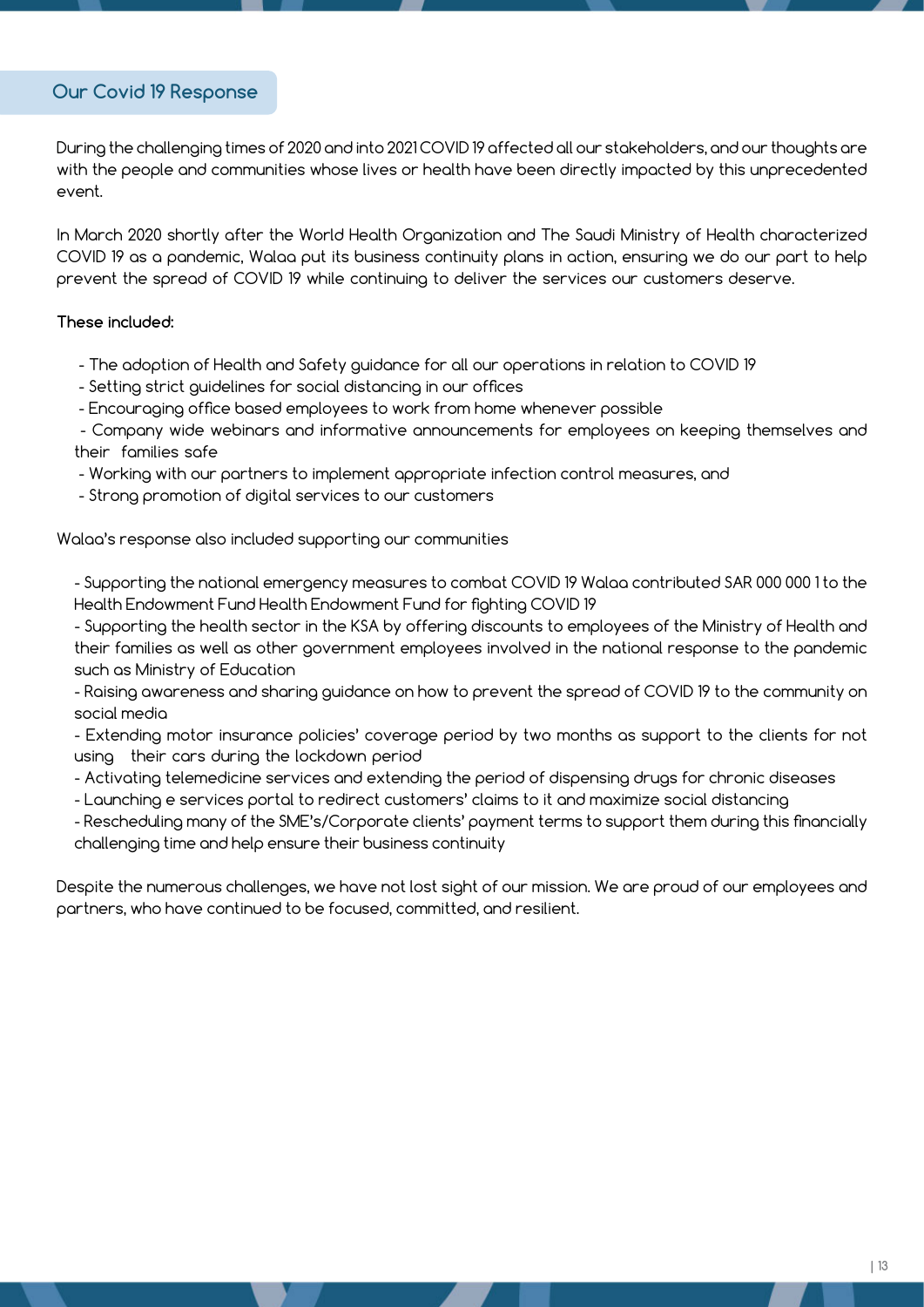## Our Covid 19 Response

During the challenging times of 2020 and into 2021 COVID 19 affected all our stakeholders, and our thoughts are with the people and communities whose lives or health have been directly impacted by this unprecedented event.

In March 2020 shortly after the World Health Organization and The Saudi Ministry of Health characterized COVID 19 as a pandemic, Walaa put its business continuity plans in action, ensuring we do our part to help prevent the spread of COVID 19 while continuing to deliver the services our customers deserve.

**These included:**

- The adoption of Health and Safety guidance for all our operations in relation to COVID 19
- Setting strict guidelines for social distancing in our offices
- Encouraging office based employees to work from home whenever possible
- Company wide webinars and informative announcements for employees on keeping themselves and their families safe
- Working with our partners to implement appropriate infection control measures, and
- Strong promotion of digital services to our customers

Walaa's response also included supporting our communities

- Supporting the national emergency measures to combat COVID 19 Walaa contributed SAR 000 000 1 to the Health Endowment Fund Health Endowment Fund for fighting COVID 19
- Supporting the health sector in the KSA by offering discounts to employees of the Ministry of Health and their families as well as other government employees involved in the national response to the pandemic such as Ministry of Education
- Raising awareness and sharing guidance on how to prevent the spread of COVID 19 to the community on social media
- Extending motor insurance policies' coverage period by two months as support to the clients for not using their cars during the lockdown period
- Activating telemedicine services and extending the period of dispensing drugs for chronic diseases
- Launching e services portal to redirect customers' claims to it and maximize social distancing
- Rescheduling many of the SME's/Corporate clients' payment terms to support them during this financially challenging time and help ensure their business continuity

Despite the numerous challenges, we have not lost sight of our mission. We are proud of our employees and partners, who have continued to be focused, committed, and resilient.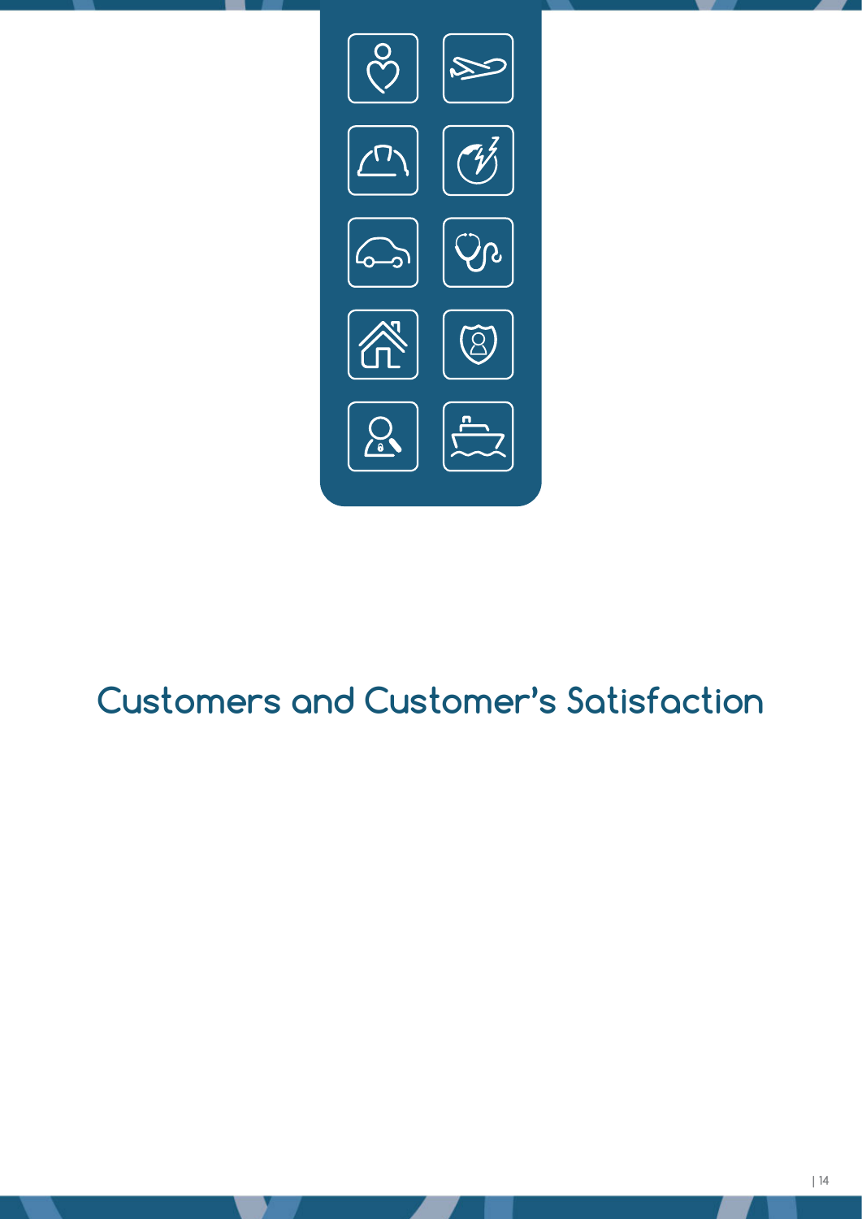# Customers and Customer's Satisfaction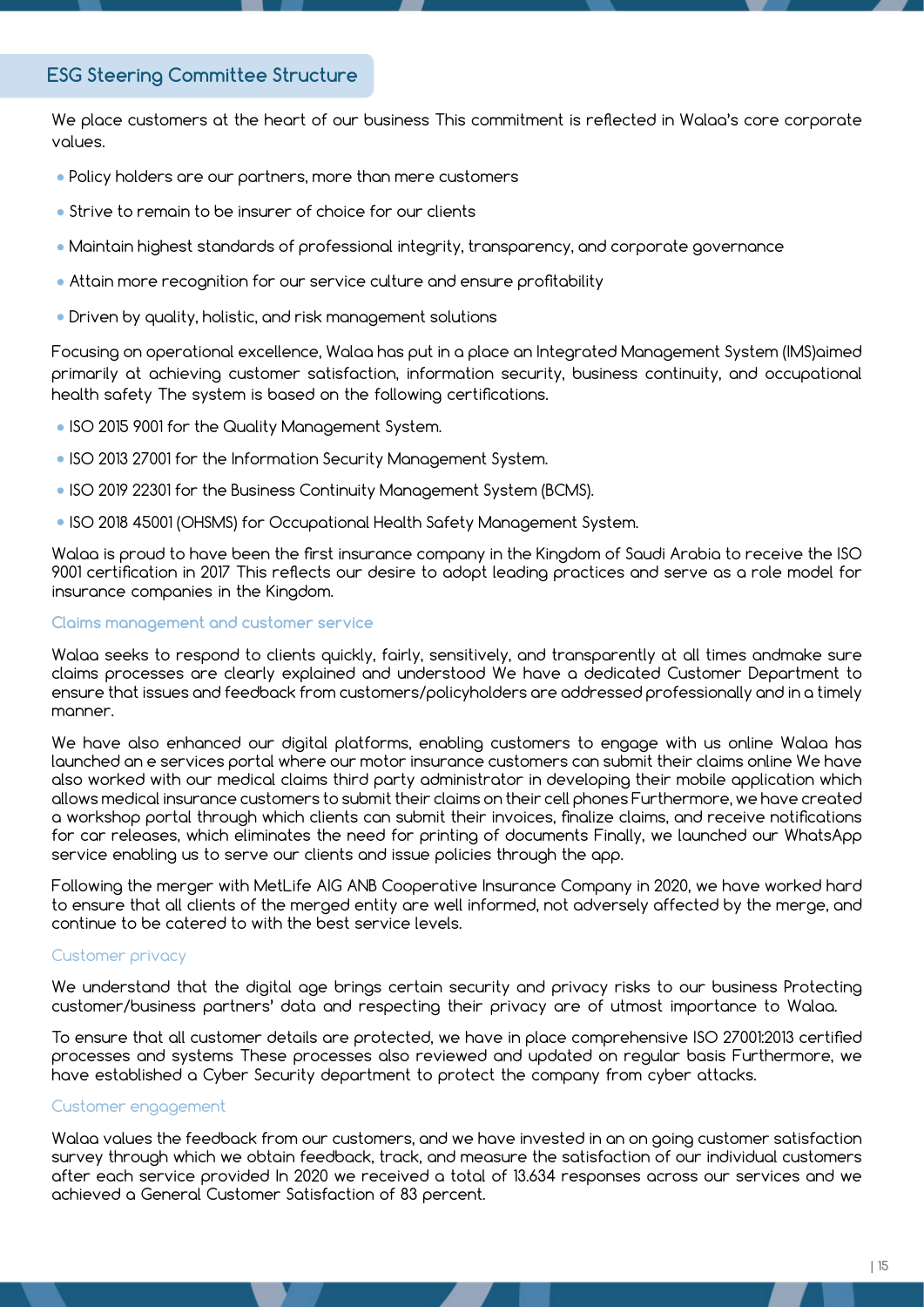## ESG Steering Committee Structure

We place customers at the heart of our business This commitment is reflected in Walaa's core corporate values.

- Policy holders are our partners, more than mere customers
- Strive to remain to be insurer of choice for our clients
- Maintain highest standards of professional integrity, transparency, and corporate governance
- Attain more recognition for our service culture and ensure profitability
- Driven by quality, holistic, and risk management solutions

Focusing on operational excellence, Walaa has put in a place an Integrated Management System (IMS)aimed primarily at achieving customer satisfaction, information security, business continuity, and occupational health safety The system is based on the following certifications.

- ISO 2015 9001 for the Quality Management System.
- ISO 2013 27001 for the Information Security Management System.
- ISO 2019 22301 for the Business Continuity Management System (BCMS).
- ISO 2018 45001 (OHSMS) for Occupational Health Safety Management System.

Walaa is proud to have been the first insurance company in the Kingdom of Saudi Arabia to receive the ISO 9001 certification in 2017 This reflects our desire to adopt leading practices and serve as a role model for insurance companies in the Kingdom.

### Claims management and customer service

Walaa seeks to respond to clients quickly, fairly, sensitively, and transparently at all times andmake sure claims processes are clearly explained and understood We have a dedicated Customer Department to ensure that issues and feedback from customers/policyholders are addressed professionally and in a timely manner.

We have also enhanced our digital platforms, enabling customers to engage with us online Walaa has launched an e services portal where our motor insurance customers can submit their claims online We have also worked with our medical claims third party administrator in developing their mobile application which allows medical insurance customers to submit their claims on their cell phones Furthermore, we have created a workshop portal through which clients can submit their invoices, finalize claims, and receive notifications for car releases, which eliminates the need for printing of documents Finally, we launched our WhatsApp service enabling us to serve our clients and issue policies through the app.

Following the merger with MetLife AIG ANB Cooperative Insurance Company in 2020, we have worked hard to ensure that all clients of the merged entity are well informed, not adversely affected by the merge, and continue to be catered to with the best service levels.

### Customer privacy

We understand that the digital age brings certain security and privacy risks to our business Protecting customer/business partners' data and respecting their privacy are of utmost importance to Walaa.

To ensure that all customer details are protected, we have in place comprehensive ISO 27001:2013 certified processes and systems These processes also reviewed and updated on regular basis Furthermore, we have established a Cyber Security department to protect the company from cyber attacks.

### Customer engagement

Walaa values the feedback from our customers, and we have invested in an on going customer satisfaction survey through which we obtain feedback, track, and measure the satisfaction of our individual customers after each service provided In 2020 we received a total of 13.634 responses across our services and we achieved a General Customer Satisfaction of 83 percent.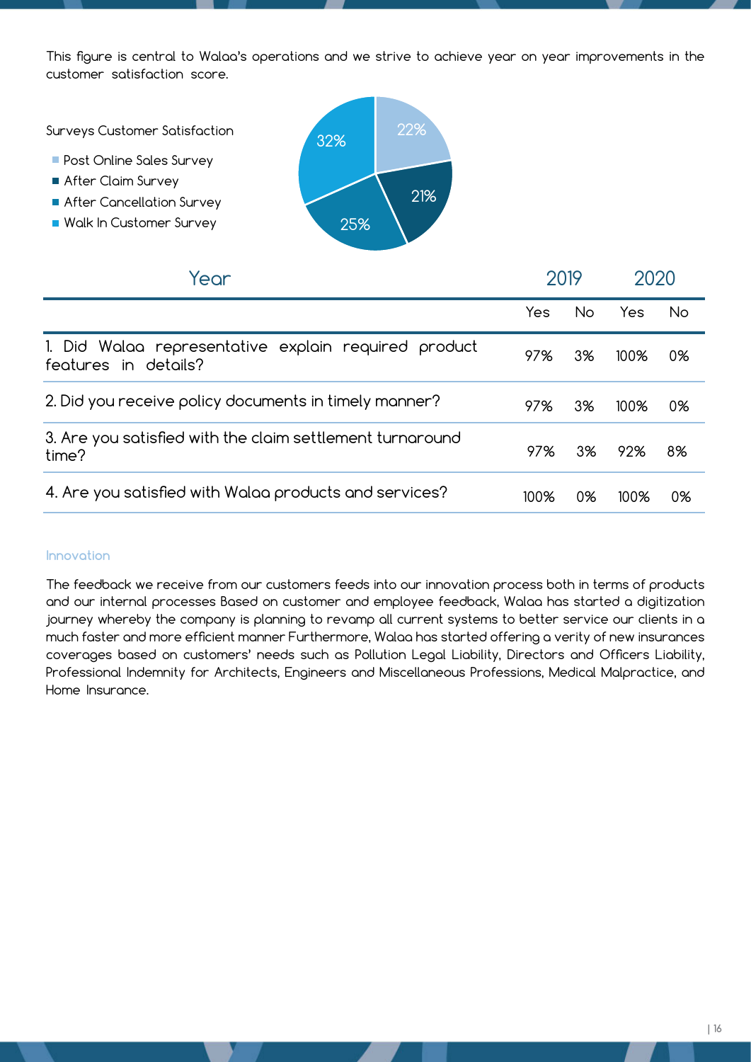This figure is central to Walaa's operations and we strive to achieve year on year improvements in the customer satisfaction score.

Surveys Customer Satisfaction

- Post Online Sales Survey: 22%
- After Claim Survey: 21%
- After Cancellation Survey: 25%
- Walk In Customer Survey: 32%

| Year | 2019 | | 2020 | |
|---|---|---|---|---|
| | Yes | No | Yes | No |
| 1. Did Walaa representative explain required product features in details? | 97% | 3% | 100% | 0% |
| 2. Did you receive policy documents in timely manner? | 97% | 3% | 100% | 0% |
| 3. Are you satisfied with the claim settlement turnaround time? | 97% | 3% | 92% | 8% |
| 4. Are you satisfied with Walaa products and services? | 100% | 0% | 100% | 0% |

### Innovation

The feedback we receive from our customers feeds into our innovation process both in terms of products and our internal processes Based on customer and employee feedback, Walaa has started a digitization journey whereby the company is planning to revamp all current systems to better service our clients in a much faster and more efficient manner Furthermore, Walaa has started offering a verity of new insurances coverages based on customers' needs such as Pollution Legal Liability, Directors and Officers Liability, Professional Indemnity for Architects, Engineers and Miscellaneous Professions, Medical Malpractice, and Home Insurance.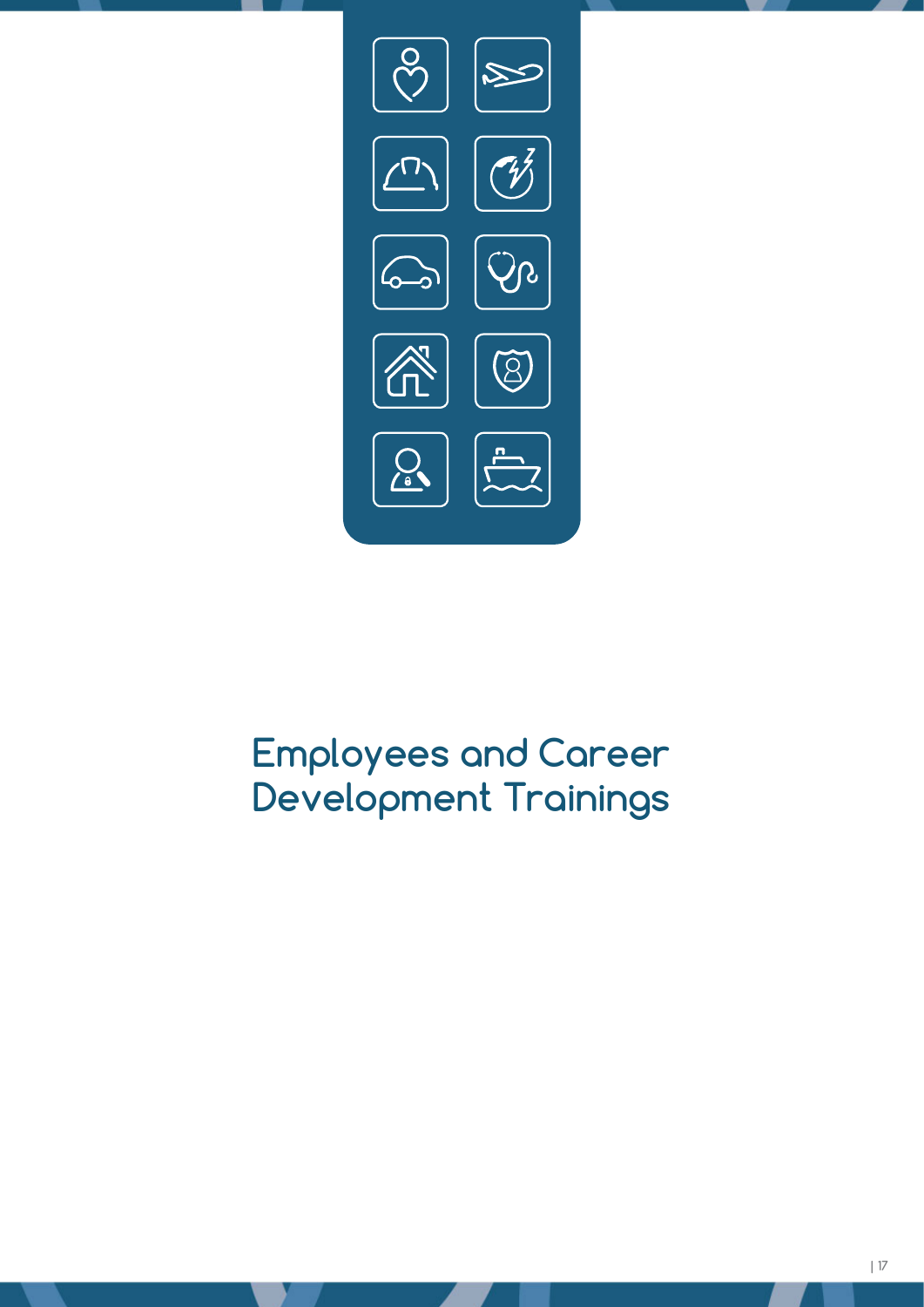# Employees and Career Development Trainings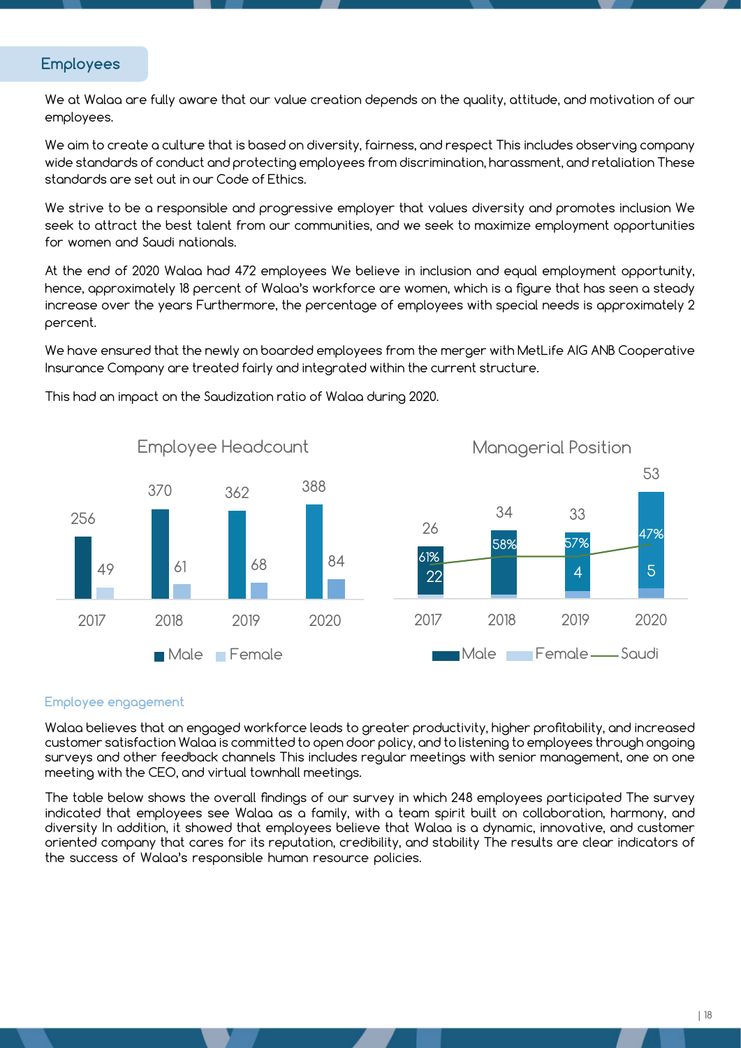## Employees

We at Walaa are fully aware that our value creation depends on the quality, attitude, and motivation of our employees.

We aim to create a culture that is based on diversity, fairness, and respect This includes observing company wide standards of conduct and protecting employees from discrimination, harassment, and retaliation These standards are set out in our Code of Ethics.

We strive to be a responsible and progressive employer that values diversity and promotes inclusion We seek to attract the best talent from our communities, and we seek to maximize employment opportunities for women and Saudi nationals.

At the end of 2020 Walaa had 472 employees We believe in inclusion and equal employment opportunity, hence, approximately 18 percent of Walaa's workforce are women, which is a figure that has seen a steady increase over the years Furthermore, the percentage of employees with special needs is approximately 2 percent.

We have ensured that the newly on boarded employees from the merger with MetLife AIG ANB Cooperative Insurance Company are treated fairly and integrated within the current structure.

This had an impact on the Saudization ratio of Walaa during 2020.

**Employee Headcount**

| Year | Male | Female |
|---|---|---|
| 2017 | 256 | 49 |
| 2018 | 370 | 61 |
| 2019 | 362 | 68 |
| 2020 | 388 | 84 |

**Managerial Position**

| Year | Total | Female | Saudi |
|---|---|---|---|
| 2017 | 26 | 22 | 61% |
| 2018 | 34 | | 58% |
| 2019 | 33 | 4 | 57% |
| 2020 | 53 | 5 | 47% |

### Employee engagement

Walaa believes that an engaged workforce leads to greater productivity, higher profitability, and increased customer satisfaction Walaa is committed to open door policy, and to listening to employees through ongoing surveys and other feedback channels This includes regular meetings with senior management, one on one meeting with the CEO, and virtual townhall meetings.

The table below shows the overall findings of our survey in which 248 employees participated The survey indicated that employees see Walaa as a family, with a team spirit built on collaboration, harmony, and diversity In addition, it showed that employees believe that Walaa is a dynamic, innovative, and customer oriented company that cares for its reputation, credibility, and stability The results are clear indicators of the success of Walaa's responsible human resource policies.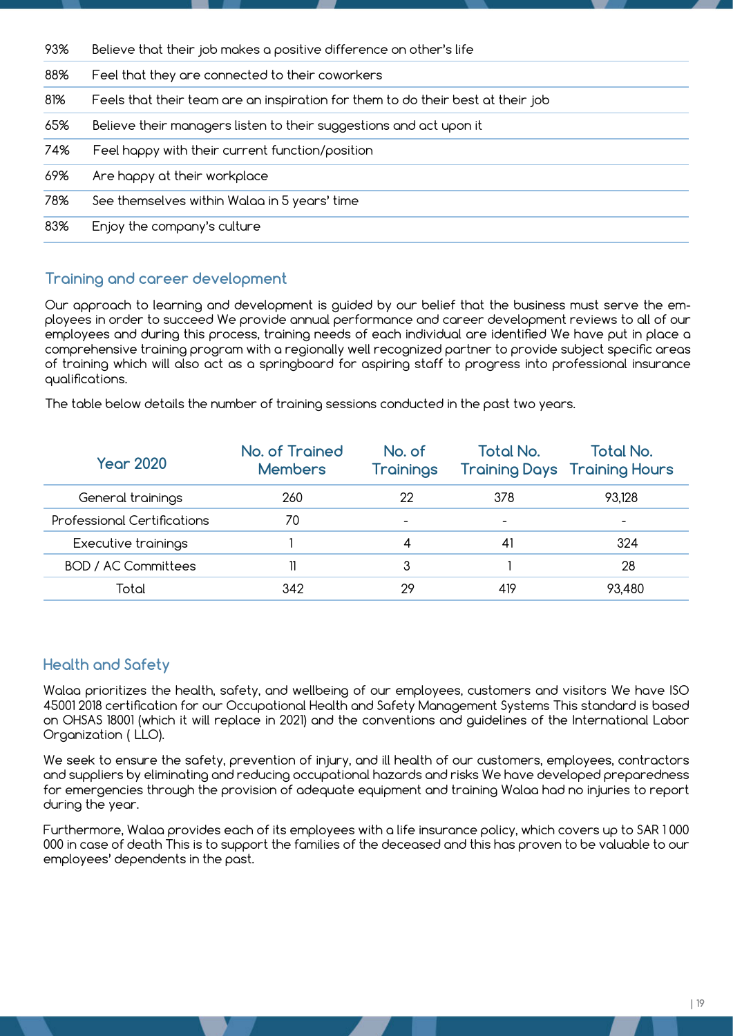| | |
|---|---|
| 93% | Believe that their job makes a positive difference on other's life |
| 88% | Feel that they are connected to their coworkers |
| 81% | Feels that their team are an inspiration for them to do their best at their job |
| 65% | Believe their managers listen to their suggestions and act upon it |
| 74% | Feel happy with their current function/position |
| 69% | Are happy at their workplace |
| 78% | See themselves within Walaa in 5 years' time |
| 83% | Enjoy the company's culture |

## Training and career development

Our approach to learning and development is guided by our belief that the business must serve the employees in order to succeed We provide annual performance and career development reviews to all of our employees and during this process, training needs of each individual are identified We have put in place a comprehensive training program with a regionally well recognized partner to provide subject specific areas of training which will also act as a springboard for aspiring staff to progress into professional insurance qualifications.

The table below details the number of training sessions conducted in the past two years.

| Year 2020 | No. of Trained Members | No. of Trainings | Total No. Training Days | Total No. Training Hours |
|---|---|---|---|---|
| General trainings | 260 | 22 | 378 | 93,128 |
| Professional Certifications | 70 | - | - | - |
| Executive trainings | 1 | 4 | 41 | 324 |
| BOD / AC Committees | 11 | 3 | 1 | 28 |
| Total | 342 | 29 | 419 | 93,480 |

## Health and Safety

Walaa prioritizes the health, safety, and wellbeing of our employees, customers and visitors We have ISO 45001 2018 certification for our Occupational Health and Safety Management Systems This standard is based on OHSAS 18001 (which it will replace in 2021) and the conventions and guidelines of the International Labor Organization ( LLO).

We seek to ensure the safety, prevention of injury, and ill health of our customers, employees, contractors and suppliers by eliminating and reducing occupational hazards and risks We have developed preparedness for emergencies through the provision of adequate equipment and training Walaa had no injuries to report during the year.

Furthermore, Walaa provides each of its employees with a life insurance policy, which covers up to SAR 1 000 000 in case of death This is to support the families of the deceased and this has proven to be valuable to our employees' dependents in the past.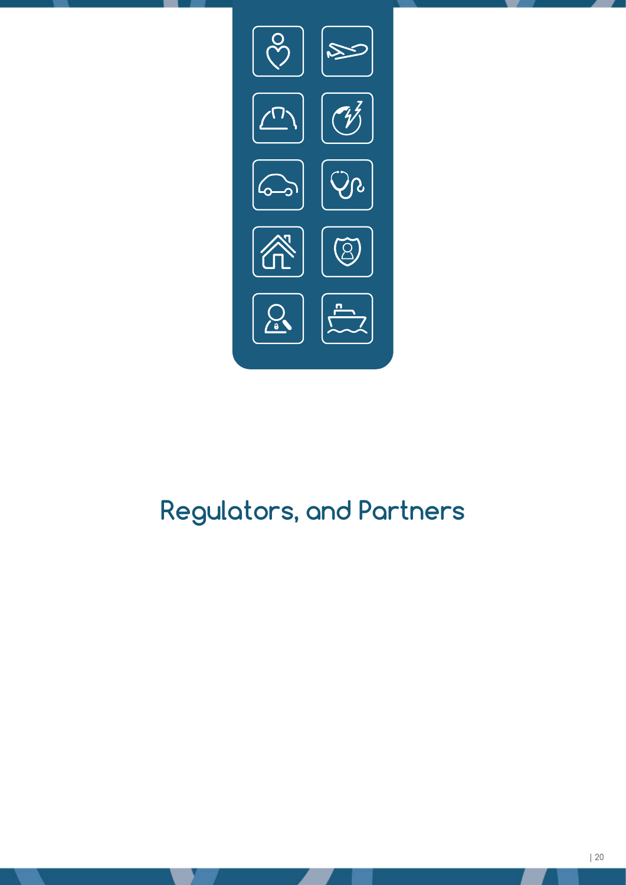# Regulators, and Partners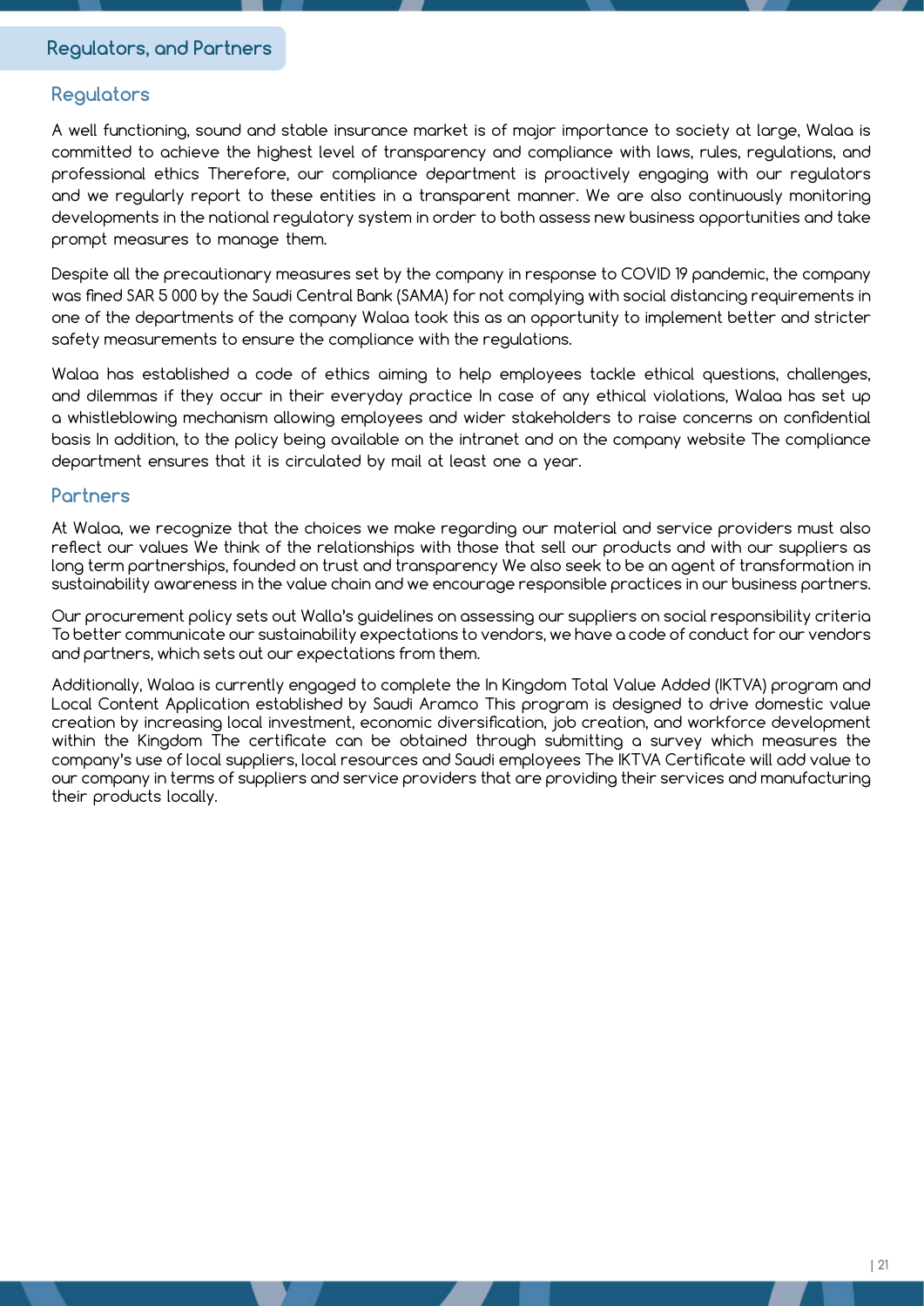## Regulators, and Partners

### Regulators

A well functioning, sound and stable insurance market is of major importance to society at large, Walaa is committed to achieve the highest level of transparency and compliance with laws, rules, regulations, and professional ethics Therefore, our compliance department is proactively engaging with our regulators and we regularly report to these entities in a transparent manner. We are also continuously monitoring developments in the national regulatory system in order to both assess new business opportunities and take prompt measures to manage them.

Despite all the precautionary measures set by the company in response to COVID 19 pandemic, the company was fined SAR 5 000 by the Saudi Central Bank (SAMA) for not complying with social distancing requirements in one of the departments of the company Walaa took this as an opportunity to implement better and stricter safety measurements to ensure the compliance with the regulations.

Walaa has established a code of ethics aiming to help employees tackle ethical questions, challenges, and dilemmas if they occur in their everyday practice In case of any ethical violations, Walaa has set up a whistleblowing mechanism allowing employees and wider stakeholders to raise concerns on confidential basis In addition, to the policy being available on the intranet and on the company website The compliance department ensures that it is circulated by mail at least one a year.

### Partners

At Walaa, we recognize that the choices we make regarding our material and service providers must also reflect our values We think of the relationships with those that sell our products and with our suppliers as long term partnerships, founded on trust and transparency We also seek to be an agent of transformation in sustainability awareness in the value chain and we encourage responsible practices in our business partners.

Our procurement policy sets out Walla's guidelines on assessing our suppliers on social responsibility criteria To better communicate our sustainability expectations to vendors, we have a code of conduct for our vendors and partners, which sets out our expectations from them.

Additionally, Walaa is currently engaged to complete the In Kingdom Total Value Added (IKTVA) program and Local Content Application established by Saudi Aramco This program is designed to drive domestic value creation by increasing local investment, economic diversification, job creation, and workforce development within the Kingdom The certificate can be obtained through submitting a survey which measures the company's use of local suppliers, local resources and Saudi employees The IKTVA Certificate will add value to our company in terms of suppliers and service providers that are providing their services and manufacturing their products locally.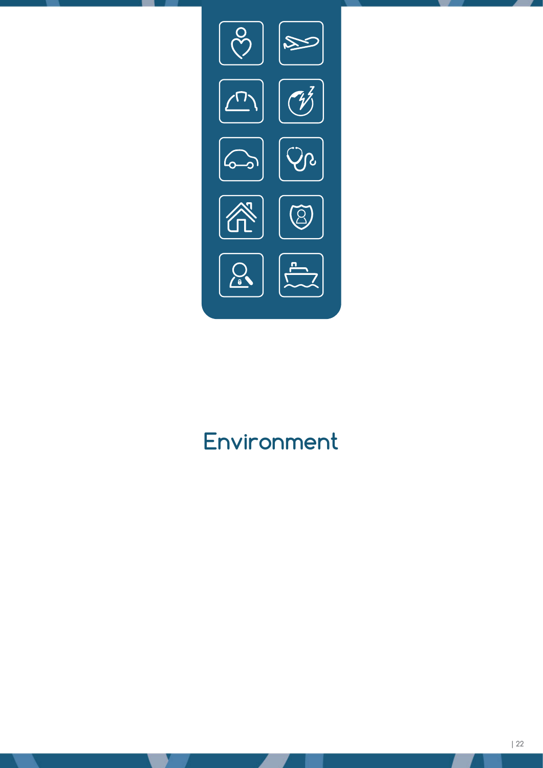# Environment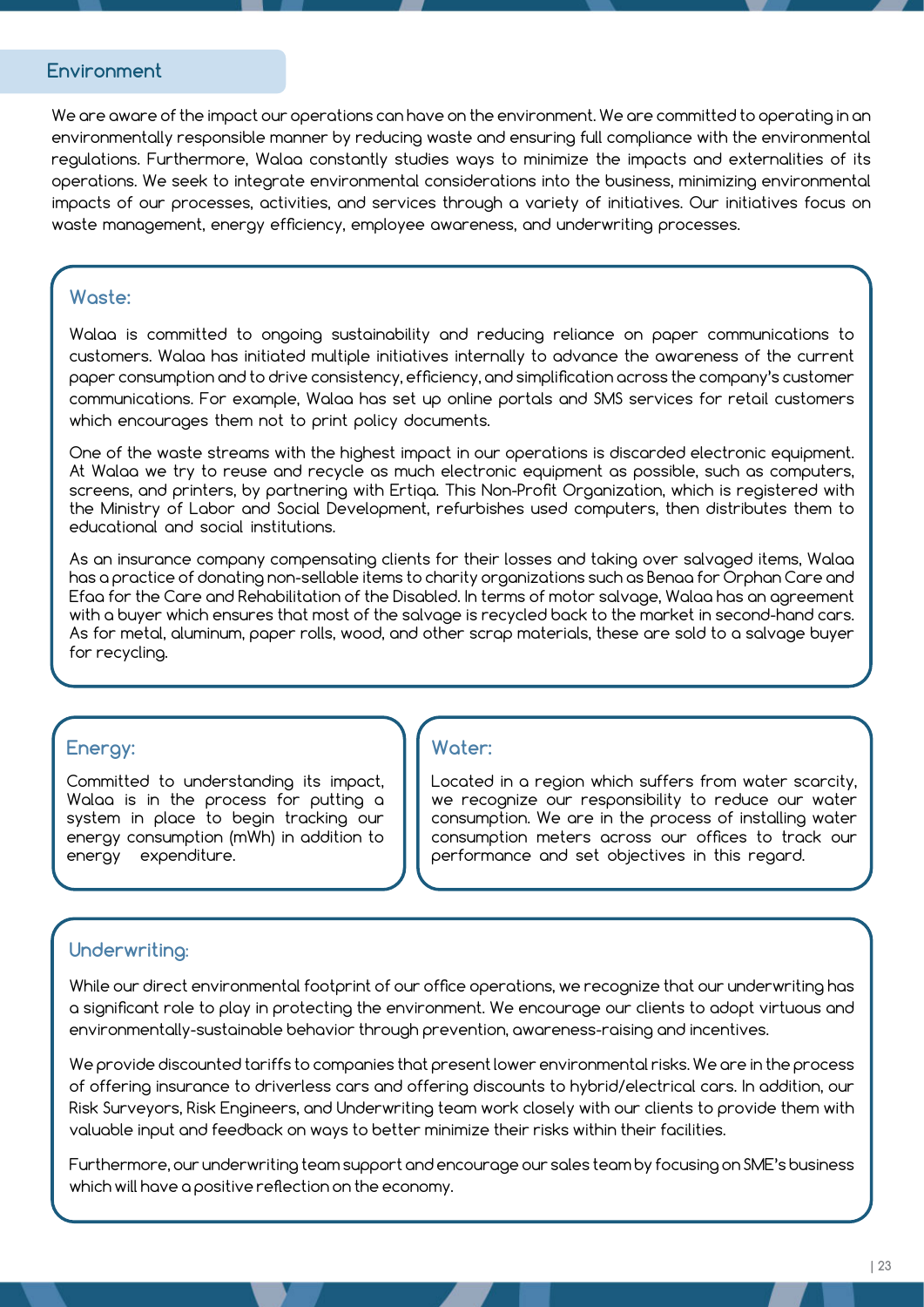## Environment

We are aware of the impact our operations can have on the environment. We are committed to operating in an environmentally responsible manner by reducing waste and ensuring full compliance with the environmental regulations. Furthermore, Walaa constantly studies ways to minimize the impacts and externalities of its operations. We seek to integrate environmental considerations into the business, minimizing environmental impacts of our processes, activities, and services through a variety of initiatives. Our initiatives focus on waste management, energy efficiency, employee awareness, and underwriting processes.

### Waste:

Walaa is committed to ongoing sustainability and reducing reliance on paper communications to customers. Walaa has initiated multiple initiatives internally to advance the awareness of the current paper consumption and to drive consistency, efficiency, and simplification across the company's customer communications. For example, Walaa has set up online portals and SMS services for retail customers which encourages them not to print policy documents.

One of the waste streams with the highest impact in our operations is discarded electronic equipment. At Walaa we try to reuse and recycle as much electronic equipment as possible, such as computers, screens, and printers, by partnering with Ertiqa. This Non-Profit Organization, which is registered with the Ministry of Labor and Social Development, refurbishes used computers, then distributes them to educational and social institutions.

As an insurance company compensating clients for their losses and taking over salvaged items, Walaa has a practice of donating non-sellable items to charity organizations such as Benaa for Orphan Care and Efaa for the Care and Rehabilitation of the Disabled. In terms of motor salvage, Walaa has an agreement with a buyer which ensures that most of the salvage is recycled back to the market in second-hand cars. As for metal, aluminum, paper rolls, wood, and other scrap materials, these are sold to a salvage buyer for recycling.

### Energy:

Committed to understanding its impact, Walaa is in the process for putting a system in place to begin tracking our energy consumption (mWh) in addition to energy expenditure.

### Water:

Located in a region which suffers from water scarcity, we recognize our responsibility to reduce our water consumption. We are in the process of installing water consumption meters across our offices to track our performance and set objectives in this regard.

### Underwriting:

While our direct environmental footprint of our office operations, we recognize that our underwriting has a significant role to play in protecting the environment. We encourage our clients to adopt virtuous and environmentally-sustainable behavior through prevention, awareness-raising and incentives.

We provide discounted tariffs to companies that present lower environmental risks. We are in the process of offering insurance to driverless cars and offering discounts to hybrid/electrical cars. In addition, our Risk Surveyors, Risk Engineers, and Underwriting team work closely with our clients to provide them with valuable input and feedback on ways to better minimize their risks within their facilities.

Furthermore, our underwriting team support and encourage our sales team by focusing on SME's business which will have a positive reflection on the economy.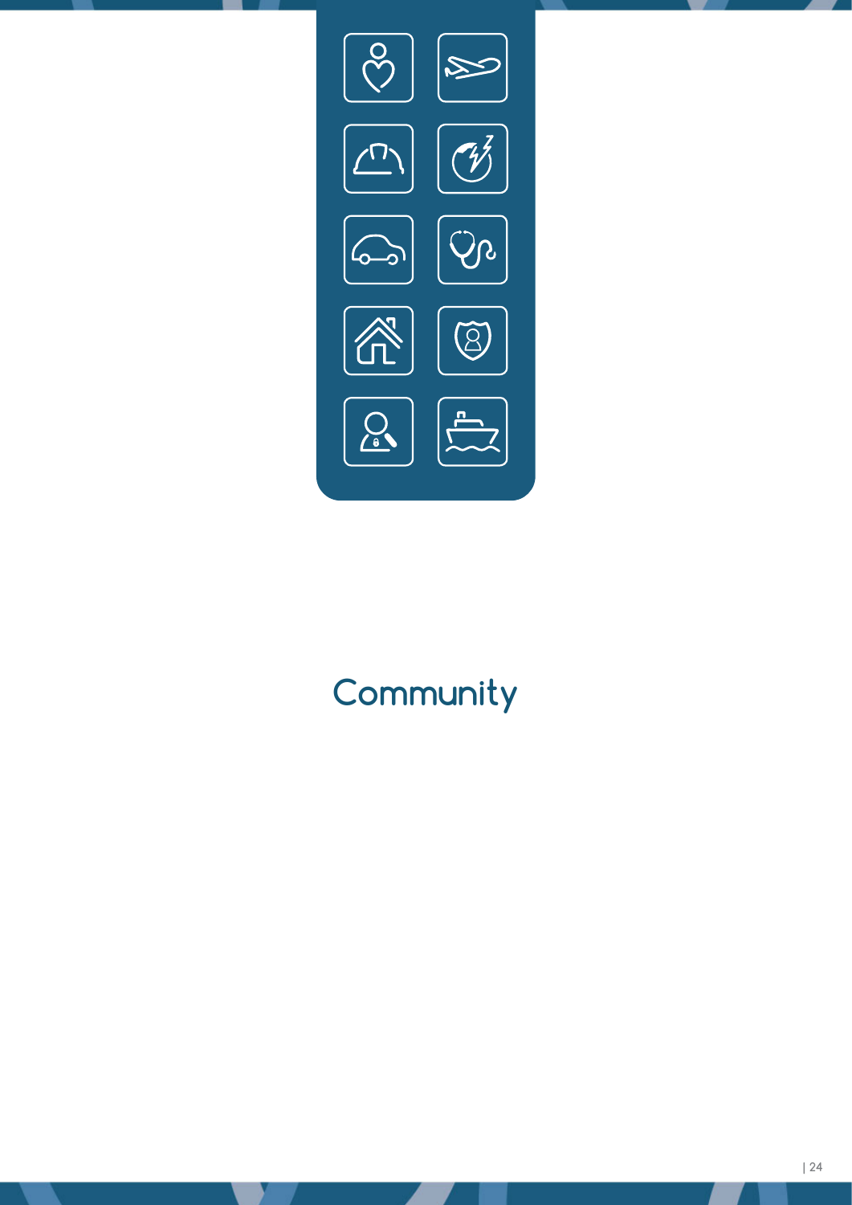# Community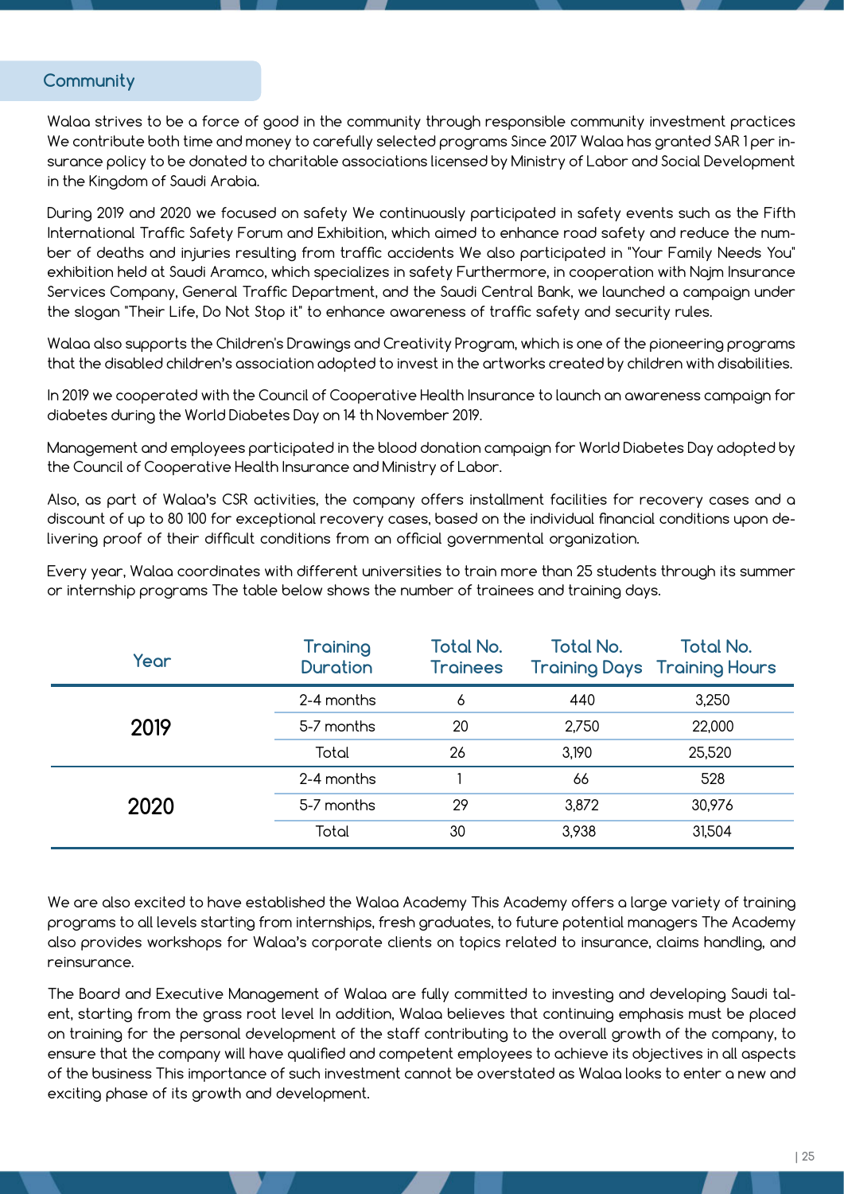## Community

Walaa strives to be a force of good in the community through responsible community investment practices We contribute both time and money to carefully selected programs Since 2017 Walaa has granted SAR 1 per insurance policy to be donated to charitable associations licensed by Ministry of Labor and Social Development in the Kingdom of Saudi Arabia.

During 2019 and 2020 we focused on safety We continuously participated in safety events such as the Fifth International Traffic Safety Forum and Exhibition, which aimed to enhance road safety and reduce the number of deaths and injuries resulting from traffic accidents We also participated in "Your Family Needs You" exhibition held at Saudi Aramco, which specializes in safety Furthermore, in cooperation with Najm Insurance Services Company, General Traffic Department, and the Saudi Central Bank, we launched a campaign under the slogan "Their Life, Do Not Stop it" to enhance awareness of traffic safety and security rules.

Walaa also supports the Children's Drawings and Creativity Program, which is one of the pioneering programs that the disabled children's association adopted to invest in the artworks created by children with disabilities.

In 2019 we cooperated with the Council of Cooperative Health Insurance to launch an awareness campaign for diabetes during the World Diabetes Day on 14 th November 2019.

Management and employees participated in the blood donation campaign for World Diabetes Day adopted by the Council of Cooperative Health Insurance and Ministry of Labor.

Also, as part of Walaa's CSR activities, the company offers installment facilities for recovery cases and a discount of up to 80 100 for exceptional recovery cases, based on the individual financial conditions upon delivering proof of their difficult conditions from an official governmental organization.

Every year, Walaa coordinates with different universities to train more than 25 students through its summer or internship programs The table below shows the number of trainees and training days.

| Year | Training Duration | Total No. Trainees | Total No. Training Days | Total No. Training Hours |
|---|---|---|---|---|
| 2019 | 2-4 months | 6 | 440 | 3,250 |
| | 5-7 months | 20 | 2,750 | 22,000 |
| | Total | 26 | 3,190 | 25,520 |
| 2020 | 2-4 months | 1 | 66 | 528 |
| | 5-7 months | 29 | 3,872 | 30,976 |
| | Total | 30 | 3,938 | 31,504 |

We are also excited to have established the Walaa Academy This Academy offers a large variety of training programs to all levels starting from internships, fresh graduates, to future potential managers The Academy also provides workshops for Walaa's corporate clients on topics related to insurance, claims handling, and reinsurance.

The Board and Executive Management of Walaa are fully committed to investing and developing Saudi talent, starting from the grass root level In addition, Walaa believes that continuing emphasis must be placed on training for the personal development of the staff contributing to the overall growth of the company, to ensure that the company will have qualified and competent employees to achieve its objectives in all aspects of the business This importance of such investment cannot be overstated as Walaa looks to enter a new and exciting phase of its growth and development.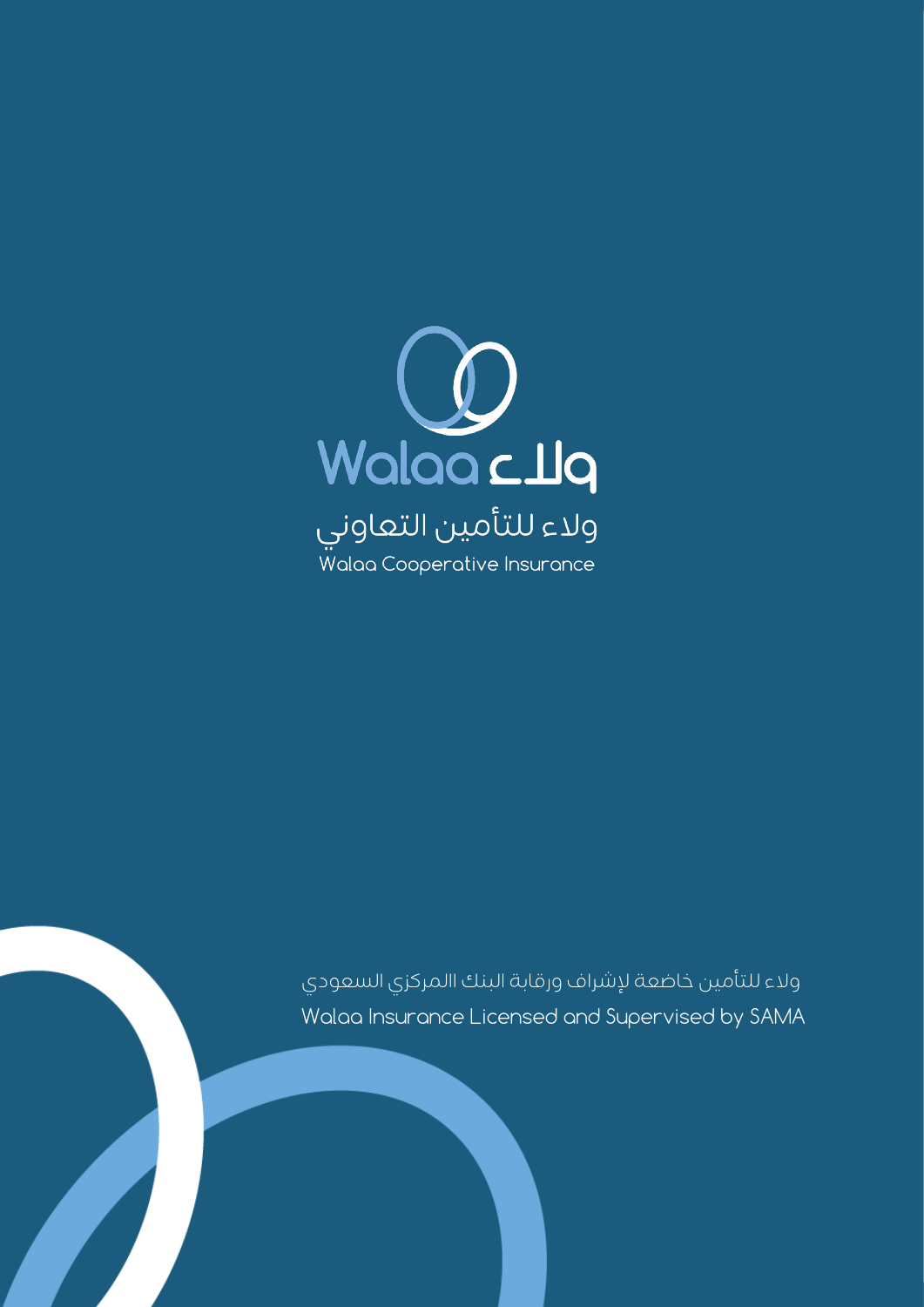Walaa ولاء

ولاء للتأمين التعاوني

Walaa Cooperative Insurance

ولاء للتأمين خاضعة لإشراف ورقابة البنك االمركزي السعودي

Walaa Insurance Licensed and Supervised by SAMA